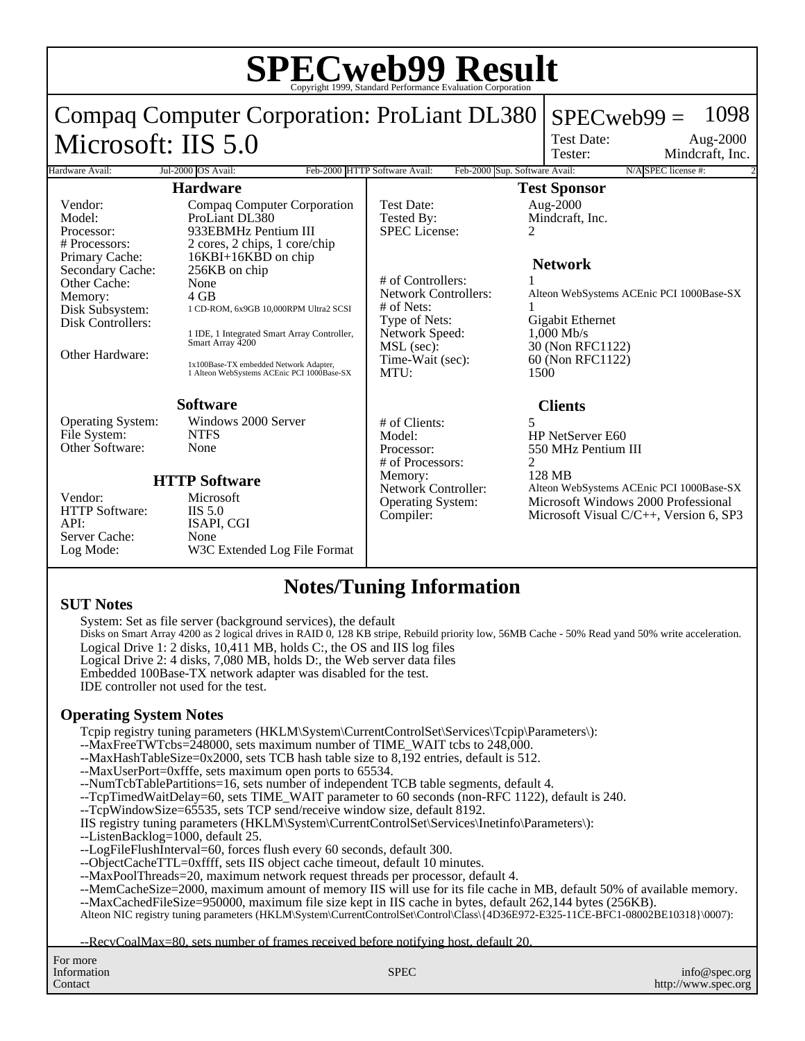# SPECweb99 Result

Copyright 1999, Standard Performance Evaluation Corporation

## Compaq Computer Corporation: ProLiant DL380
## Microsoft: IIS 5.0

SPECweb99 = 1098

Test Date: Aug-2000
Tester: Mindcraft, Inc.

| Hardware Avail: | Jul-2000 | OS Avail: | Feb-2000 | HTTP Software Avail: | Feb-2000 | Sup. Software Avail: | N/A | SPEC license #: | 2 |
|---|---|---|---|---|---|---|---|---|---|

### Hardware

| | |
|---|---|
| Vendor: | Compaq Computer Corporation |
| Model: | ProLiant DL380 |
| Processor: | 933EBMHz Pentium III |
| # Processors: | 2 cores, 2 chips, 1 core/chip |
| Primary Cache: | 16KBI+16KBD on chip |
| Secondary Cache: | 256KB on chip |
| Other Cache: | None |
| Memory: | 4 GB |
| Disk Subsystem: | 1 CD-ROM, 6x9GB 10,000RPM Ultra2 SCSI |
| Disk Controllers: | 1 IDE, 1 Integrated Smart Array Controller, Smart Array 4200 |
| Other Hardware: | 1x100Base-TX embedded Network Adapter, 1 Alteon WebSystems ACEnic PCI 1000Base-SX |

### Software

| | |
|---|---|
| Operating System: | Windows 2000 Server |
| File System: | NTFS |
| Other Software: | None |

### HTTP Software

| | |
|---|---|
| Vendor: | Microsoft |
| HTTP Software: | IIS 5.0 |
| API: | ISAPI, CGI |
| Server Cache: | None |
| Log Mode: | W3C Extended Log File Format |

### Test Sponsor

| | |
|---|---|
| Test Date: | Aug-2000 |
| Tested By: | Mindcraft, Inc. |
| SPEC License: | 2 |

### Network

| | |
|---|---|
| # of Controllers: | 1 |
| Network Controllers: | Alteon WebSystems ACEnic PCI 1000Base-SX |
| # of Nets: | 1 |
| Type of Nets: | Gigabit Ethernet |
| Network Speed: | 1,000 Mb/s |
| MSL (sec): | 30 (Non RFC1122) |
| Time-Wait (sec): | 60 (Non RFC1122) |
| MTU: | 1500 |

### Clients

| | |
|---|---|
| # of Clients: | 5 |
| Model: | HP NetServer E60 |
| Processor: | 550 MHz Pentium III |
| # of Processors: | 2 |
| Memory: | 128 MB |
| Network Controller: | Alteon WebSystems ACEnic PCI 1000Base-SX |
| Operating System: | Microsoft Windows 2000 Professional |
| Compiler: | Microsoft Visual C/C++, Version 6, SP3 |

## Notes/Tuning Information

### SUT Notes

System: Set as file server (background services), the default
Disks on Smart Array 4200 as 2 logical drives in RAID 0, 128 KB stripe, Rebuild priority low, 56MB Cache - 50% Read yand 50% write acceleration.
Logical Drive 1: 2 disks, 10,411 MB, holds C:, the OS and IIS log files
Logical Drive 2: 4 disks, 7,080 MB, holds D:, the Web server data files
Embedded 100Base-TX network adapter was disabled for the test.
IDE controller not used for the test.

### Operating System Notes

Tcpip registry tuning parameters (HKLM\System\CurrentControlSet\Services\Tcpip\Parameters\):
--MaxFreeTWTcbs=248000, sets maximum number of TIME_WAIT tcbs to 248,000.
--MaxHashTableSize=0x2000, sets TCB hash table size to 8,192 entries, default is 512.
--MaxUserPort=0xfffe, sets maximum open ports to 65534.
--NumTcbTablePartitions=16, sets number of independent TCB table segments, default 4.
--TcpTimedWaitDelay=60, sets TIME_WAIT parameter to 60 seconds (non-RFC 1122), default is 240.
--TcpWindowSize=65535, sets TCP send/receive window size, default 8192.
IIS registry tuning parameters (HKLM\System\CurrentControlSet\Services\Inetinfo\Parameters\):
--ListenBacklog=1000, default 25.
--LogFileFlushInterval=60, forces flush every 60 seconds, default 300.
--ObjectCacheTTL=0xffff, sets IIS object cache timeout, default 10 minutes.
--MaxPoolThreads=20, maximum network request threads per processor, default 4.
--MemCacheSize=2000, maximum amount of memory IIS will use for its file cache in MB, default 50% of available memory.
--MaxCachedFileSize=950000, maximum file size kept in IIS cache in bytes, default 262,144 bytes (256KB).
Alteon NIC registry tuning parameters (HKLM\System\CurrentControlSet\Control\Class\{4D36E972-E325-11CE-BFC1-08002BE10318}\0007):

--RecvCoalMax=80, sets number of frames received before notifying host, default 20.

For more Information Contact: SPEC — info@spec.org — http://www.spec.org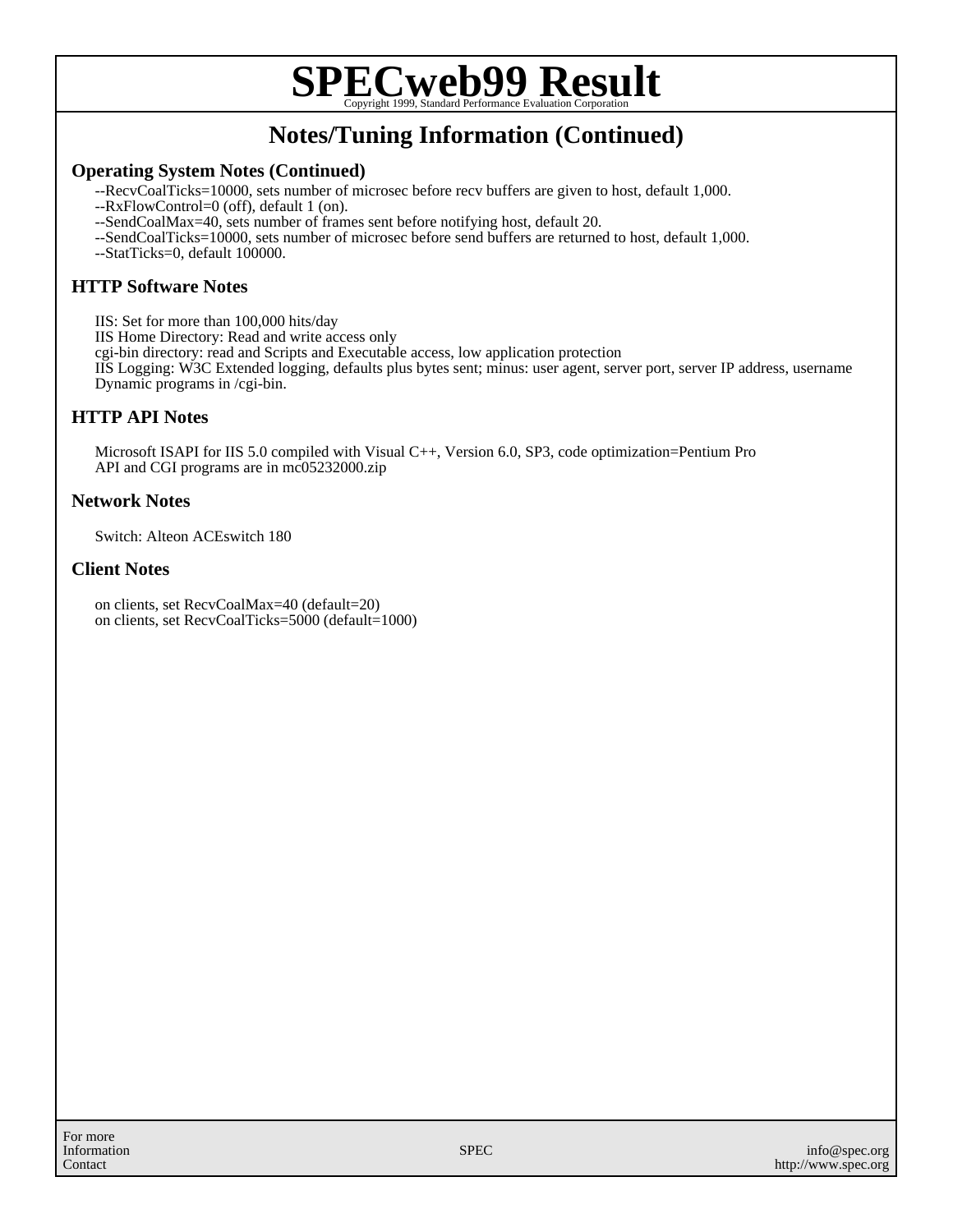# SPECweb99 Result

Copyright 1999, Standard Performance Evaluation Corporation

## Notes/Tuning Information (Continued)

### Operating System Notes (Continued)

--RecvCoalTicks=10000, sets number of microsec before recv buffers are given to host, default 1,000.
--RxFlowControl=0 (off), default 1 (on).
--SendCoalMax=40, sets number of frames sent before notifying host, default 20.
--SendCoalTicks=10000, sets number of microsec before send buffers are returned to host, default 1,000.
--StatTicks=0, default 100000.

### HTTP Software Notes

IIS: Set for more than 100,000 hits/day
IIS Home Directory: Read and write access only
cgi-bin directory: read and Scripts and Executable access, low application protection
IIS Logging: W3C Extended logging, defaults plus bytes sent; minus: user agent, server port, server IP address, username
Dynamic programs in /cgi-bin.

### HTTP API Notes

Microsoft ISAPI for IIS 5.0 compiled with Visual C++, Version 6.0, SP3, code optimization=Pentium Pro
API and CGI programs are in mc05232000.zip

### Network Notes

Switch: Alteon ACEswitch 180

### Client Notes

on clients, set RecvCoalMax=40 (default=20)
on clients, set RecvCoalTicks=5000 (default=1000)

For more Information Contact | SPEC | info@spec.org http://www.spec.org